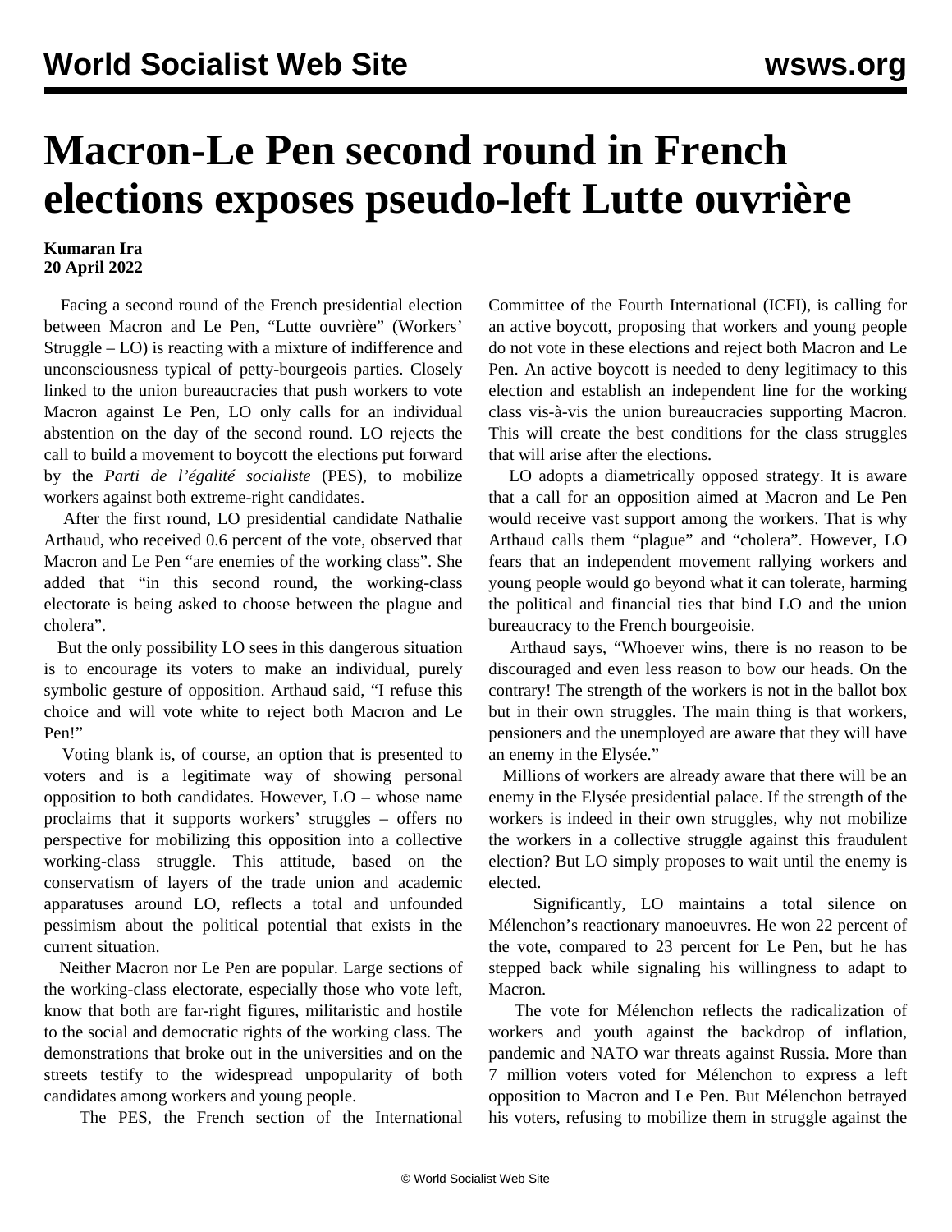# Macron-Le Pen second round in French elections exposes pseudo-left Lutte ouvrière

**Kumaran Ira**
**20 April 2022**

Facing a second round of the French presidential election between Macron and Le Pen, "Lutte ouvrière" (Workers' Struggle – LO) is reacting with a mixture of indifference and unconsciousness typical of petty-bourgeois parties. Closely linked to the union bureaucracies that push workers to vote Macron against Le Pen, LO only calls for an individual abstention on the day of the second round. LO rejects the call to build a movement to boycott the elections put forward by the *Parti de l'égalité socialiste* (PES), to mobilize workers against both extreme-right candidates.

After the first round, LO presidential candidate Nathalie Arthaud, who received 0.6 percent of the vote, observed that Macron and Le Pen "are enemies of the working class". She added that "in this second round, the working-class electorate is being asked to choose between the plague and cholera".

But the only possibility LO sees in this dangerous situation is to encourage its voters to make an individual, purely symbolic gesture of opposition. Arthaud said, "I refuse this choice and will vote white to reject both Macron and Le Pen!"

Voting blank is, of course, an option that is presented to voters and is a legitimate way of showing personal opposition to both candidates. However, LO – whose name proclaims that it supports workers' struggles – offers no perspective for mobilizing this opposition into a collective working-class struggle. This attitude, based on the conservatism of layers of the trade union and academic apparatuses around LO, reflects a total and unfounded pessimism about the political potential that exists in the current situation.

Neither Macron nor Le Pen are popular. Large sections of the working-class electorate, especially those who vote left, know that both are far-right figures, militaristic and hostile to the social and democratic rights of the working class. The demonstrations that broke out in the universities and on the streets testify to the widespread unpopularity of both candidates among workers and young people.

The PES, the French section of the International Committee of the Fourth International (ICFI), is calling for an active boycott, proposing that workers and young people do not vote in these elections and reject both Macron and Le Pen. An active boycott is needed to deny legitimacy to this election and establish an independent line for the working class vis-à-vis the union bureaucracies supporting Macron. This will create the best conditions for the class struggles that will arise after the elections.

LO adopts a diametrically opposed strategy. It is aware that a call for an opposition aimed at Macron and Le Pen would receive vast support among the workers. That is why Arthaud calls them "plague" and "cholera". However, LO fears that an independent movement rallying workers and young people would go beyond what it can tolerate, harming the political and financial ties that bind LO and the union bureaucracy to the French bourgeoisie.

Arthaud says, "Whoever wins, there is no reason to be discouraged and even less reason to bow our heads. On the contrary! The strength of the workers is not in the ballot box but in their own struggles. The main thing is that workers, pensioners and the unemployed are aware that they will have an enemy in the Elysée."

Millions of workers are already aware that there will be an enemy in the Elysée presidential palace. If the strength of the workers is indeed in their own struggles, why not mobilize the workers in a collective struggle against this fraudulent election? But LO simply proposes to wait until the enemy is elected.

Significantly, LO maintains a total silence on Mélenchon's reactionary manoeuvres. He won 22 percent of the vote, compared to 23 percent for Le Pen, but he has stepped back while signaling his willingness to adapt to Macron.

The vote for Mélenchon reflects the radicalization of workers and youth against the backdrop of inflation, pandemic and NATO war threats against Russia. More than 7 million voters voted for Mélenchon to express a left opposition to Macron and Le Pen. But Mélenchon betrayed his voters, refusing to mobilize them in struggle against the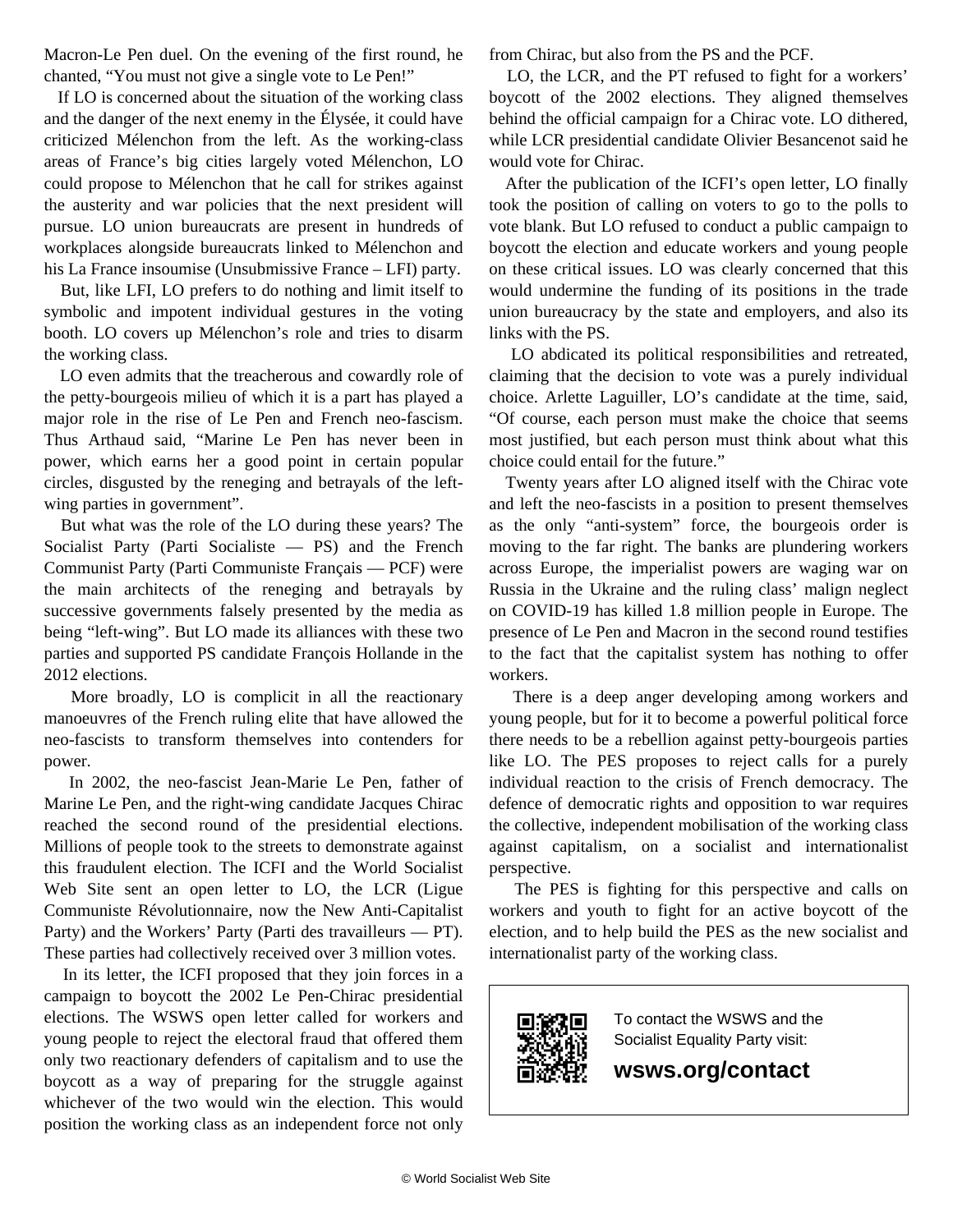Macron-Le Pen duel. On the evening of the first round, he chanted, “You must not give a single vote to Le Pen!”

If LO is concerned about the situation of the working class and the danger of the next enemy in the Élysée, it could have criticized Mélenchon from the left. As the working-class areas of France’s big cities largely voted Mélenchon, LO could propose to Mélenchon that he call for strikes against the austerity and war policies that the next president will pursue. LO union bureaucrats are present in hundreds of workplaces alongside bureaucrats linked to Mélenchon and his La France insoumise (Unsubmissive France – LFI) party.

But, like LFI, LO prefers to do nothing and limit itself to symbolic and impotent individual gestures in the voting booth. LO covers up Mélenchon’s role and tries to disarm the working class.

LO even admits that the treacherous and cowardly role of the petty-bourgeois milieu of which it is a part has played a major role in the rise of Le Pen and French neo-fascism. Thus Arthaud said, “Marine Le Pen has never been in power, which earns her a good point in certain popular circles, disgusted by the reneging and betrayals of the left-wing parties in government”.

But what was the role of the LO during these years? The Socialist Party (Parti Socialiste — PS) and the French Communist Party (Parti Communiste Français — PCF) were the main architects of the reneging and betrayals by successive governments falsely presented by the media as being “left-wing”. But LO made its alliances with these two parties and supported PS candidate François Hollande in the 2012 elections.

More broadly, LO is complicit in all the reactionary manoeuvres of the French ruling elite that have allowed the neo-fascists to transform themselves into contenders for power.

In 2002, the neo-fascist Jean-Marie Le Pen, father of Marine Le Pen, and the right-wing candidate Jacques Chirac reached the second round of the presidential elections. Millions of people took to the streets to demonstrate against this fraudulent election. The ICFI and the World Socialist Web Site sent an open letter to LO, the LCR (Ligue Communiste Révolutionnaire, now the New Anti-Capitalist Party) and the Workers’ Party (Parti des travailleurs — PT). These parties had collectively received over 3 million votes.

In its letter, the ICFI proposed that they join forces in a campaign to boycott the 2002 Le Pen-Chirac presidential elections. The WSWS open letter called for workers and young people to reject the electoral fraud that offered them only two reactionary defenders of capitalism and to use the boycott as a way of preparing for the struggle against whichever of the two would win the election. This would position the working class as an independent force not only from Chirac, but also from the PS and the PCF.

LO, the LCR, and the PT refused to fight for a workers’ boycott of the 2002 elections. They aligned themselves behind the official campaign for a Chirac vote. LO dithered, while LCR presidential candidate Olivier Besancenot said he would vote for Chirac.

After the publication of the ICFI’s open letter, LO finally took the position of calling on voters to go to the polls to vote blank. But LO refused to conduct a public campaign to boycott the election and educate workers and young people on these critical issues. LO was clearly concerned that this would undermine the funding of its positions in the trade union bureaucracy by the state and employers, and also its links with the PS.

LO abdicated its political responsibilities and retreated, claiming that the decision to vote was a purely individual choice. Arlette Laguiller, LO’s candidate at the time, said, “Of course, each person must make the choice that seems most justified, but each person must think about what this choice could entail for the future.”

Twenty years after LO aligned itself with the Chirac vote and left the neo-fascists in a position to present themselves as the only “anti-system” force, the bourgeois order is moving to the far right. The banks are plundering workers across Europe, the imperialist powers are waging war on Russia in the Ukraine and the ruling class’ malign neglect on COVID-19 has killed 1.8 million people in Europe. The presence of Le Pen and Macron in the second round testifies to the fact that the capitalist system has nothing to offer workers.

There is a deep anger developing among workers and young people, but for it to become a powerful political force there needs to be a rebellion against petty-bourgeois parties like LO. The PES proposes to reject calls for a purely individual reaction to the crisis of French democracy. The defence of democratic rights and opposition to war requires the collective, independent mobilisation of the working class against capitalism, on a socialist and internationalist perspective.

The PES is fighting for this perspective and calls on workers and youth to fight for an active boycott of the election, and to help build the PES as the new socialist and internationalist party of the working class.

To contact the WSWS and the Socialist Equality Party visit:

**wsws.org/contact**